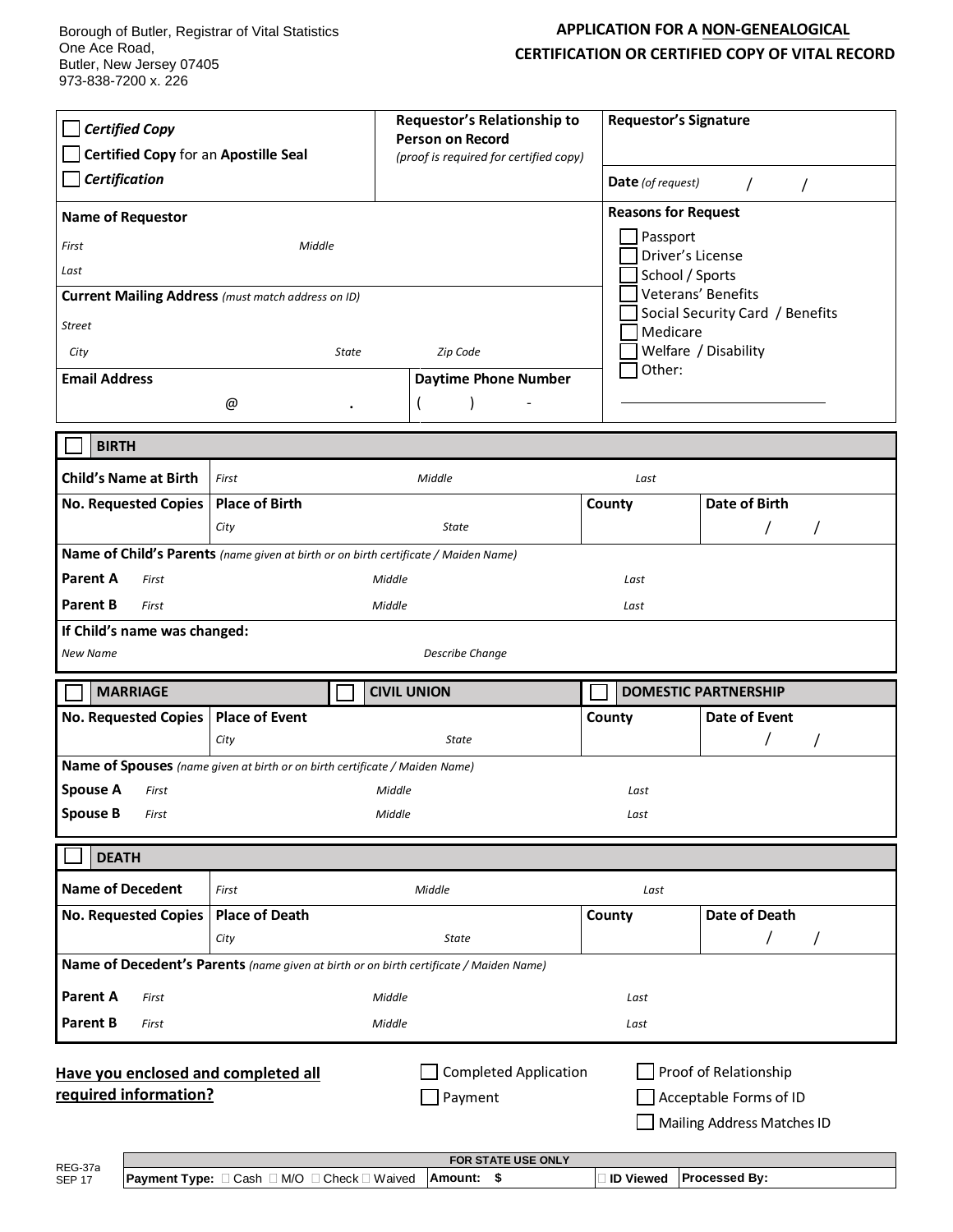Borough of Butler, Registrar of Vital Statistics
One Ace Road,
Butler, New Jersey 07405
973-838-7200 x. 226

# APPLICATION FOR A NON-GENEALOGICAL CERTIFICATION OR CERTIFIED COPY OF VITAL RECORD

| ☐ ***Certified Copy*** <br> ☐ **Certified Copy** for an **Apostille Seal** <br> ☐ ***Certification*** | **Requestor's Relationship to Person on Record** *(proof is required for certified copy)* | **Requestor's Signature** <br><br> **Date** *(of request)* / / |
|---|---|---|

| **Name of Requestor** <br> *First* *Middle* <br> *Last* <br> **Current Mailing Address** *(must match address on ID)* <br> *Street* <br> *City* *State* *Zip Code* | **Reasons for Request** <br> ☐ Passport <br> ☐ Driver's License <br> ☐ School / Sports <br> ☐ Veterans' Benefits <br> ☐ Social Security Card / Benefits <br> ☐ Medicare <br> ☐ Welfare / Disability <br> ☐ Other: ____________ |
|---|---|
| **Email Address** @ . &nbsp;&nbsp; **Daytime Phone Number** ( ) - | |

## ☐ BIRTH

| **Child's Name at Birth** | *First* *Middle* *Last* | | |
|---|---|---|---|
| **No. Requested Copies** | **Place of Birth** <br> *City* *State* | **County** | **Date of Birth** <br> / / |
| **Name of Child's Parents** *(name given at birth or on birth certificate / Maiden Name)* | | | |
| **Parent A** | *First* *Middle* *Last* | | |
| **Parent B** | *First* *Middle* *Last* | | |
| **If Child's name was changed:** | | | |
| *New Name* | *Describe Change* | | |

## ☐ MARRIAGE ☐ CIVIL UNION ☐ DOMESTIC PARTNERSHIP

| **No. Requested Copies** | **Place of Event** <br> *City* *State* | **County** | **Date of Event** <br> / / |
|---|---|---|---|
| **Name of Spouses** *(name given at birth or on birth certificate / Maiden Name)* | | | |
| **Spouse A** | *First* *Middle* *Last* | | |
| **Spouse B** | *First* *Middle* *Last* | | |

## ☐ DEATH

| **Name of Decedent** | *First* *Middle* *Last* | | |
|---|---|---|---|
| **No. Requested Copies** | **Place of Death** <br> *City* *State* | **County** | **Date of Death** <br> / / |
| **Name of Decedent's Parents** *(name given at birth or on birth certificate / Maiden Name)* | | | |
| **Parent A** | *First* *Middle* *Last* | | |
| **Parent B** | *First* *Middle* *Last* | | |

**Have you enclosed and completed all required information?**

☐ Completed Application ☐ Proof of Relationship
☐ Payment ☐ Acceptable Forms of ID
☐ Mailing Address Matches ID

REG-37a
SEP 17

| FOR STATE USE ONLY | | | |
|---|---|---|---|
| **Payment Type:** ☐ Cash ☐ M/O ☐ Check ☐ Waived | **Amount: $** | ☐ **ID Viewed** | **Processed By:** |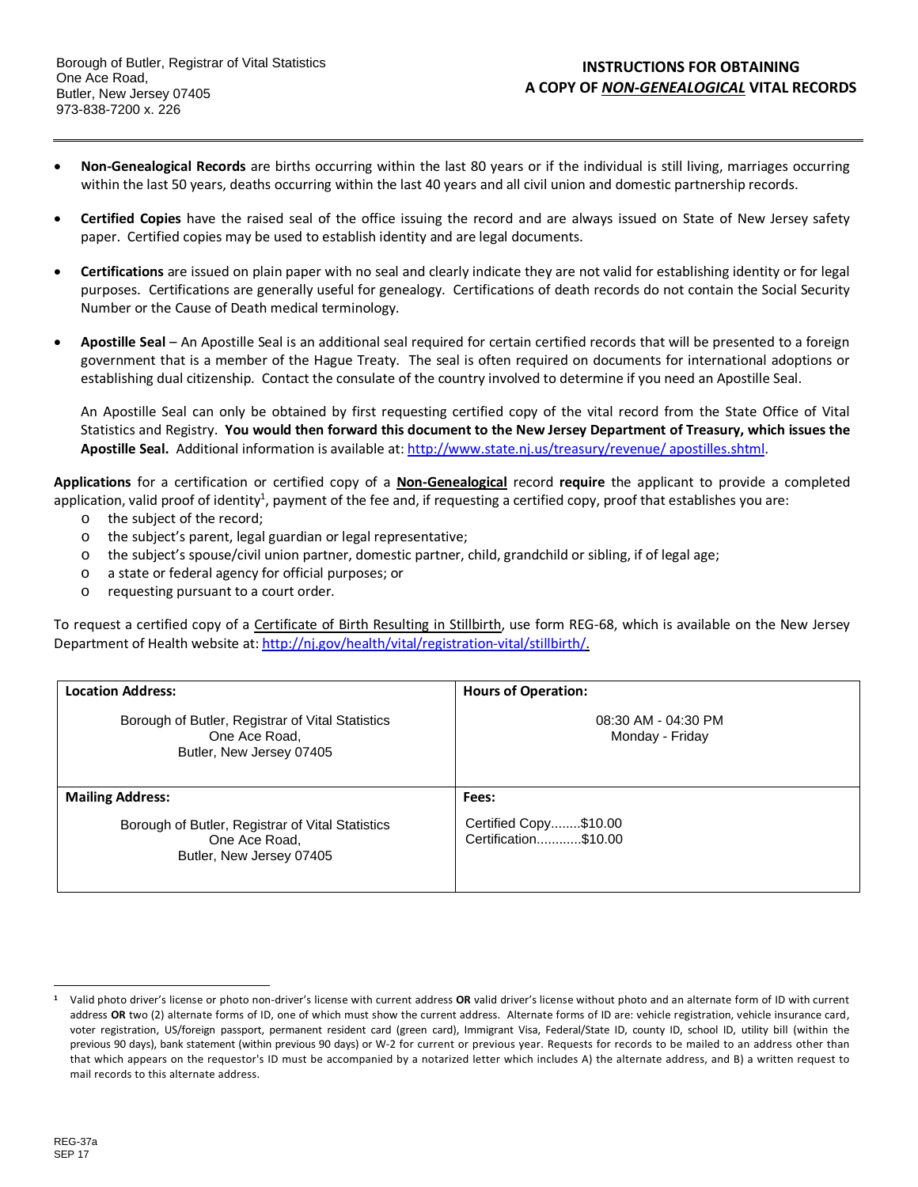Borough of Butler, Registrar of Vital Statistics
One Ace Road,
Butler, New Jersey 07405
973-838-7200 x. 226

# INSTRUCTIONS FOR OBTAINING A COPY OF ***NON-GENEALOGICAL*** VITAL RECORDS

- **Non-Genealogical Records** are births occurring within the last 80 years or if the individual is still living, marriages occurring within the last 50 years, deaths occurring within the last 40 years and all civil union and domestic partnership records.

- **Certified Copies** have the raised seal of the office issuing the record and are always issued on State of New Jersey safety paper. Certified copies may be used to establish identity and are legal documents.

- **Certifications** are issued on plain paper with no seal and clearly indicate they are not valid for establishing identity or for legal purposes. Certifications are generally useful for genealogy. Certifications of death records do not contain the Social Security Number or the Cause of Death medical terminology.

- **Apostille Seal** – An Apostille Seal is an additional seal required for certain certified records that will be presented to a foreign government that is a member of the Hague Treaty. The seal is often required on documents for international adoptions or establishing dual citizenship. Contact the consulate of the country involved to determine if you need an Apostille Seal.

  An Apostille Seal can only be obtained by first requesting certified copy of the vital record from the State Office of Vital Statistics and Registry. **You would then forward this document to the New Jersey Department of Treasury, which issues the Apostille Seal.** Additional information is available at: http://www.state.nj.us/treasury/revenue/ apostilles.shtml.

**Applications** for a certification or certified copy of a **Non-Genealogical** record **require** the applicant to provide a completed application, valid proof of identity[1], payment of the fee and, if requesting a certified copy, proof that establishes you are:

- the subject of the record;
- the subject's parent, legal guardian or legal representative;
- the subject's spouse/civil union partner, domestic partner, child, grandchild or sibling, if of legal age;
- a state or federal agency for official purposes; or
- requesting pursuant to a court order.

To request a certified copy of a Certificate of Birth Resulting in Stillbirth, use form REG-68, which is available on the New Jersey Department of Health website at: http://nj.gov/health/vital/registration-vital/stillbirth/.

| **Location Address:** | **Hours of Operation:** |
|---|---|
| Borough of Butler, Registrar of Vital Statistics<br>One Ace Road,<br>Butler, New Jersey 07405 | 08:30 AM - 04:30 PM<br>Monday - Friday |
| **Mailing Address:** | **Fees:** |
| Borough of Butler, Registrar of Vital Statistics<br>One Ace Road,<br>Butler, New Jersey 07405 | Certified Copy........$10.00<br>Certification............$10.00 |

[1] Valid photo driver's license or photo non-driver's license with current address **OR** valid driver's license without photo and an alternate form of ID with current address **OR** two (2) alternate forms of ID, one of which must show the current address. Alternate forms of ID are: vehicle registration, vehicle insurance card, voter registration, US/foreign passport, permanent resident card (green card), Immigrant Visa, Federal/State ID, county ID, school ID, utility bill (within the previous 90 days), bank statement (within previous 90 days) or W-2 for current or previous year. Requests for records to be mailed to an alternate address other than that which appears on the requestor's ID must be accompanied by a notarized letter which includes A) the alternate address, and B) a written request to mail records to this alternate address.

REG-37a
SEP 17